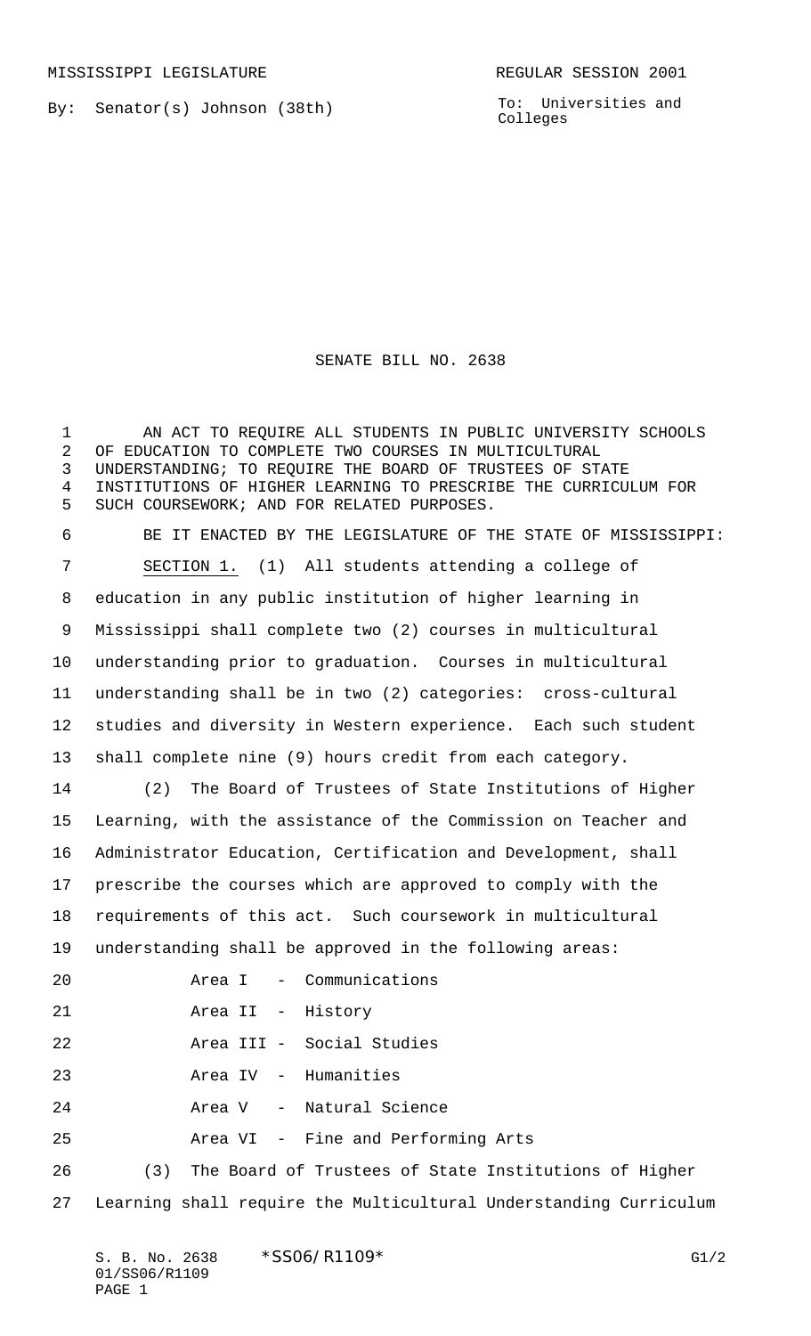MISSISSIPPI LEGISLATURE REGULAR SESSION 2001

By: Senator(s) Johnson (38th)

To: Universities and Colleges

# SENATE BILL NO. 2638

AN ACT TO REQUIRE ALL STUDENTS IN PUBLIC UNIVERSITY SCHOOLS OF EDUCATION TO COMPLETE TWO COURSES IN MULTICULTURAL UNDERSTANDING; TO REQUIRE THE BOARD OF TRUSTEES OF STATE INSTITUTIONS OF HIGHER LEARNING TO PRESCRIBE THE CURRICULUM FOR SUCH COURSEWORK; AND FOR RELATED PURPOSES.

BE IT ENACTED BY THE LEGISLATURE OF THE STATE OF MISSISSIPPI:

SECTION 1. (1) All students attending a college of education in any public institution of higher learning in Mississippi shall complete two (2) courses in multicultural understanding prior to graduation. Courses in multicultural understanding shall be in two (2) categories: cross-cultural studies and diversity in Western experience. Each such student shall complete nine (9) hours credit from each category.

(2) The Board of Trustees of State Institutions of Higher Learning, with the assistance of the Commission on Teacher and Administrator Education, Certification and Development, shall prescribe the courses which are approved to comply with the requirements of this act. Such coursework in multicultural understanding shall be approved in the following areas:

Area I - Communications

Area II - History

Area III - Social Studies

Area IV - Humanities

Area V - Natural Science

Area VI - Fine and Performing Arts

(3) The Board of Trustees of State Institutions of Higher Learning shall require the Multicultural Understanding Curriculum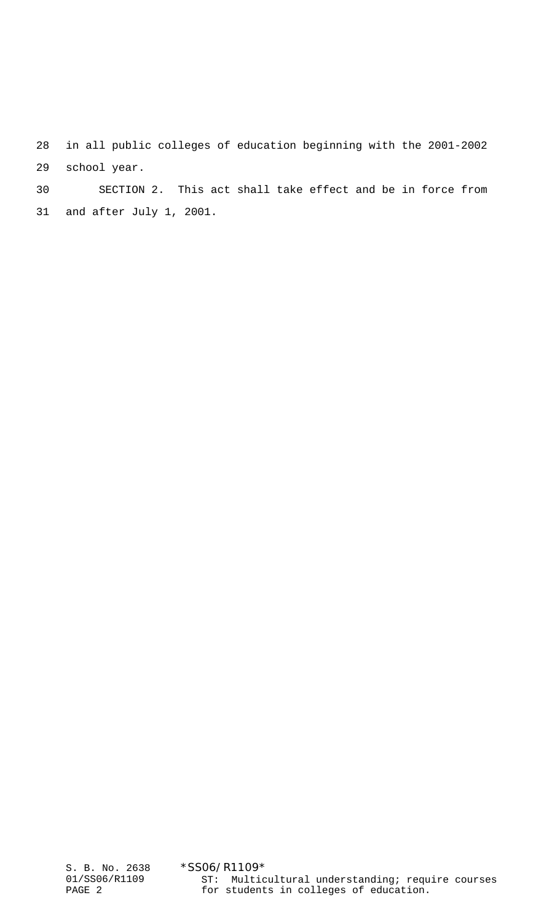in all public colleges of education beginning with the 2001-2002 school year.

SECTION 2. This act shall take effect and be in force from and after July 1, 2001.